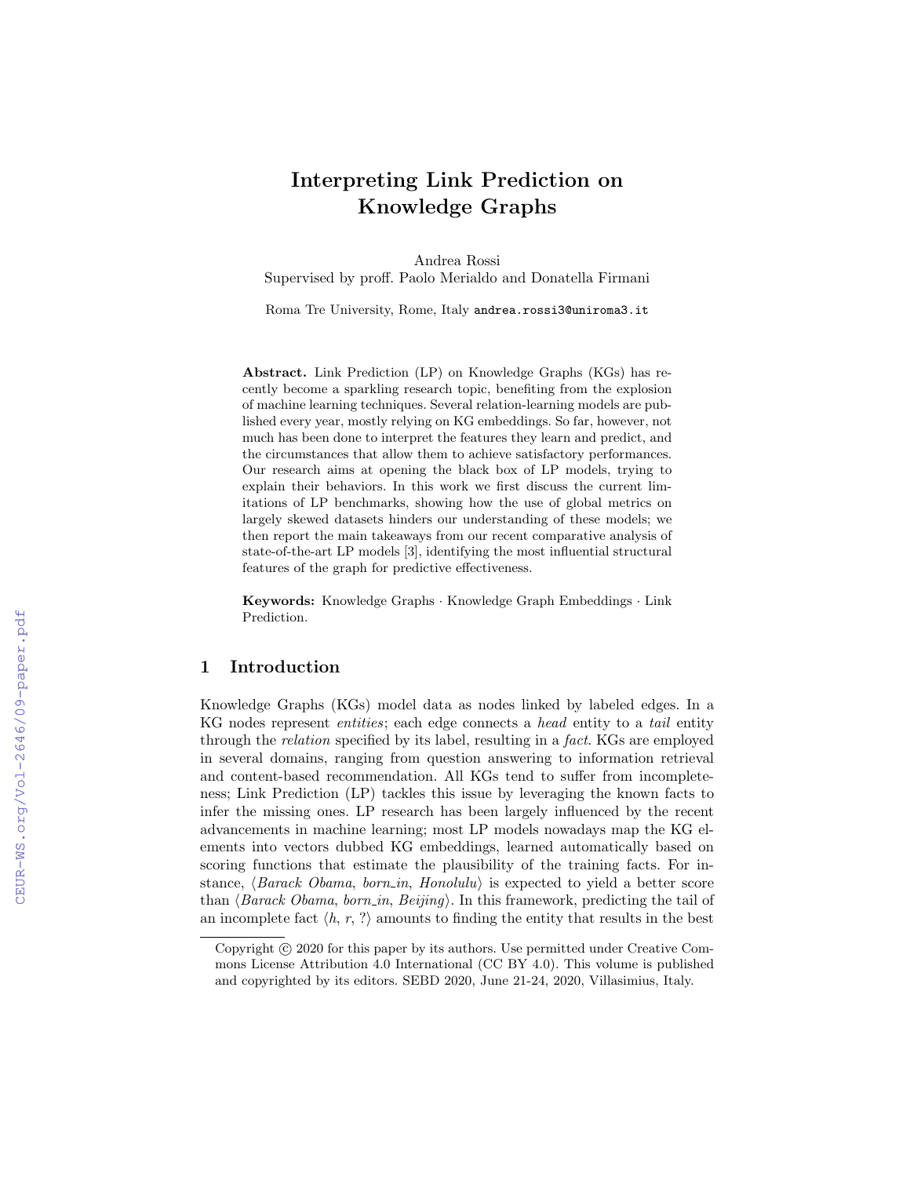# Interpreting Link Prediction on Knowledge Graphs

Andrea Rossi
Supervised by proff. Paolo Merialdo and Donatella Firmani

Roma Tre University, Rome, Italy andrea.rossi3@uniroma3.it

**Abstract.** Link Prediction (LP) on Knowledge Graphs (KGs) has recently become a sparkling research topic, benefiting from the explosion of machine learning techniques. Several relation-learning models are published every year, mostly relying on KG embeddings. So far, however, not much has been done to interpret the features they learn and predict, and the circumstances that allow them to achieve satisfactory performances. Our research aims at opening the black box of LP models, trying to explain their behaviors. In this work we first discuss the current limitations of LP benchmarks, showing how the use of global metrics on largely skewed datasets hinders our understanding of these models; we then report the main takeaways from our recent comparative analysis of state-of-the-art LP models [3], identifying the most influential structural features of the graph for predictive effectiveness.

**Keywords:** Knowledge Graphs · Knowledge Graph Embeddings · Link Prediction.

## 1 Introduction

Knowledge Graphs (KGs) model data as nodes linked by labeled edges. In a KG nodes represent *entities*; each edge connects a *head* entity to a *tail* entity through the *relation* specified by its label, resulting in a *fact*. KGs are employed in several domains, ranging from question answering to information retrieval and content-based recommendation. All KGs tend to suffer from incompleteness; Link Prediction (LP) tackles this issue by leveraging the known facts to infer the missing ones. LP research has been largely influenced by the recent advancements in machine learning; most LP models nowadays map the KG elements into vectors dubbed KG embeddings, learned automatically based on scoring functions that estimate the plausibility of the training facts. For instance, $\langle$*Barack Obama*, *born_in*, *Honolulu*$\rangle$ is expected to yield a better score than $\langle$*Barack Obama*, *born_in*, *Beijing*$\rangle$. In this framework, predicting the tail of an incomplete fact $\langle h, r, ? \rangle$ amounts to finding the entity that results in the best

Copyright © 2020 for this paper by its authors. Use permitted under Creative Commons License Attribution 4.0 International (CC BY 4.0). This volume is published and copyrighted by its editors. SEBD 2020, June 21-24, 2020, Villasimius, Italy.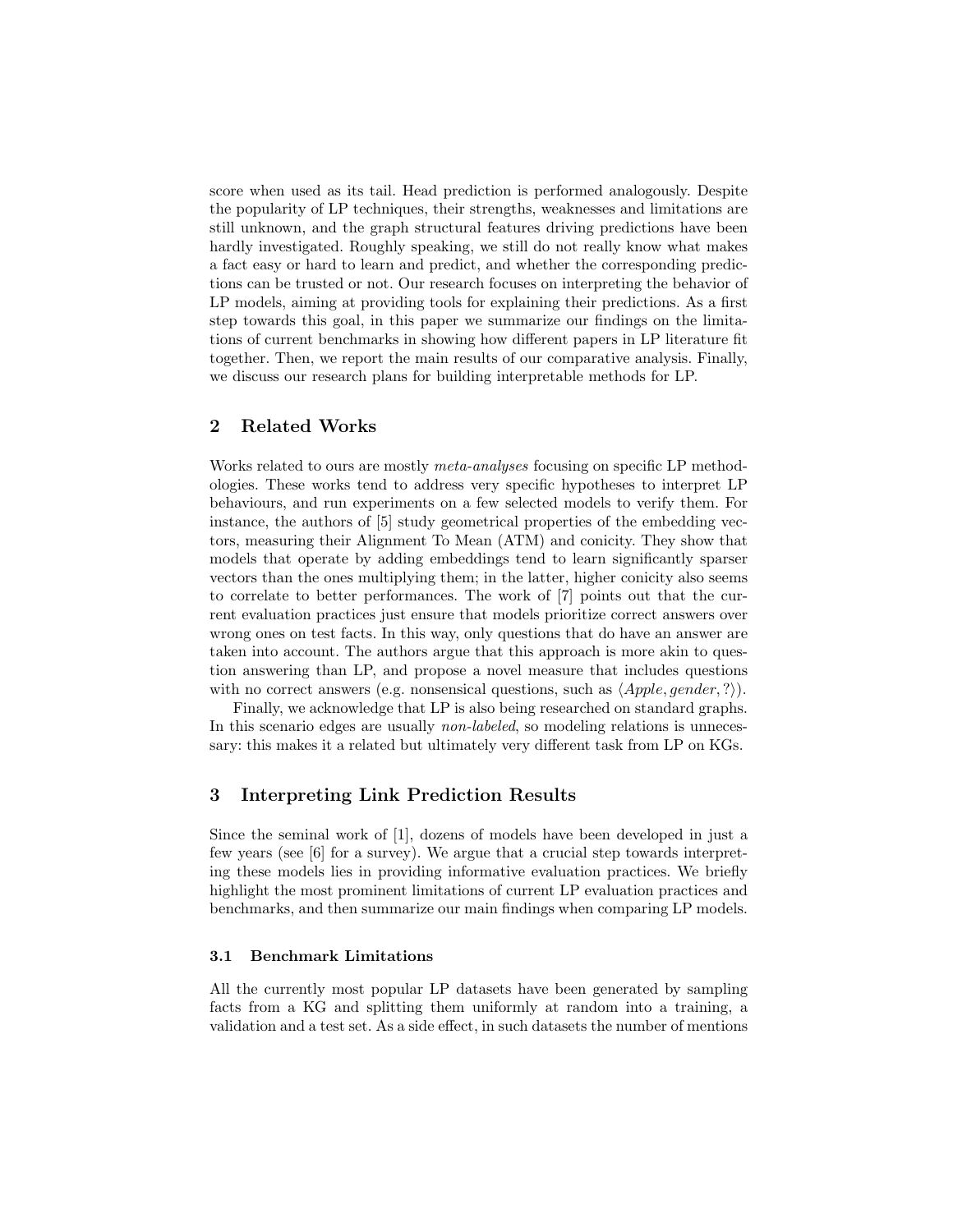score when used as its tail. Head prediction is performed analogously. Despite the popularity of LP techniques, their strengths, weaknesses and limitations are still unknown, and the graph structural features driving predictions have been hardly investigated. Roughly speaking, we still do not really know what makes a fact easy or hard to learn and predict, and whether the corresponding predictions can be trusted or not. Our research focuses on interpreting the behavior of LP models, aiming at providing tools for explaining their predictions. As a first step towards this goal, in this paper we summarize our findings on the limitations of current benchmarks in showing how different papers in LP literature fit together. Then, we report the main results of our comparative analysis. Finally, we discuss our research plans for building interpretable methods for LP.

## 2 Related Works

Works related to ours are mostly *meta-analyses* focusing on specific LP methodologies. These works tend to address very specific hypotheses to interpret LP behaviours, and run experiments on a few selected models to verify them. For instance, the authors of [5] study geometrical properties of the embedding vectors, measuring their Alignment To Mean (ATM) and conicity. They show that models that operate by adding embeddings tend to learn significantly sparser vectors than the ones multiplying them; in the latter, higher conicity also seems to correlate to better performances. The work of [7] points out that the current evaluation practices just ensure that models prioritize correct answers over wrong ones on test facts. In this way, only questions that do have an answer are taken into account. The authors argue that this approach is more akin to question answering than LP, and propose a novel measure that includes questions with no correct answers (e.g. nonsensical questions, such as $\langle Apple, gender, ?\rangle$).

Finally, we acknowledge that LP is also being researched on standard graphs. In this scenario edges are usually *non-labeled*, so modeling relations is unnecessary: this makes it a related but ultimately very different task from LP on KGs.

## 3 Interpreting Link Prediction Results

Since the seminal work of [1], dozens of models have been developed in just a few years (see [6] for a survey). We argue that a crucial step towards interpreting these models lies in providing informative evaluation practices. We briefly highlight the most prominent limitations of current LP evaluation practices and benchmarks, and then summarize our main findings when comparing LP models.

### 3.1 Benchmark Limitations

All the currently most popular LP datasets have been generated by sampling facts from a KG and splitting them uniformly at random into a training, a validation and a test set. As a side effect, in such datasets the number of mentions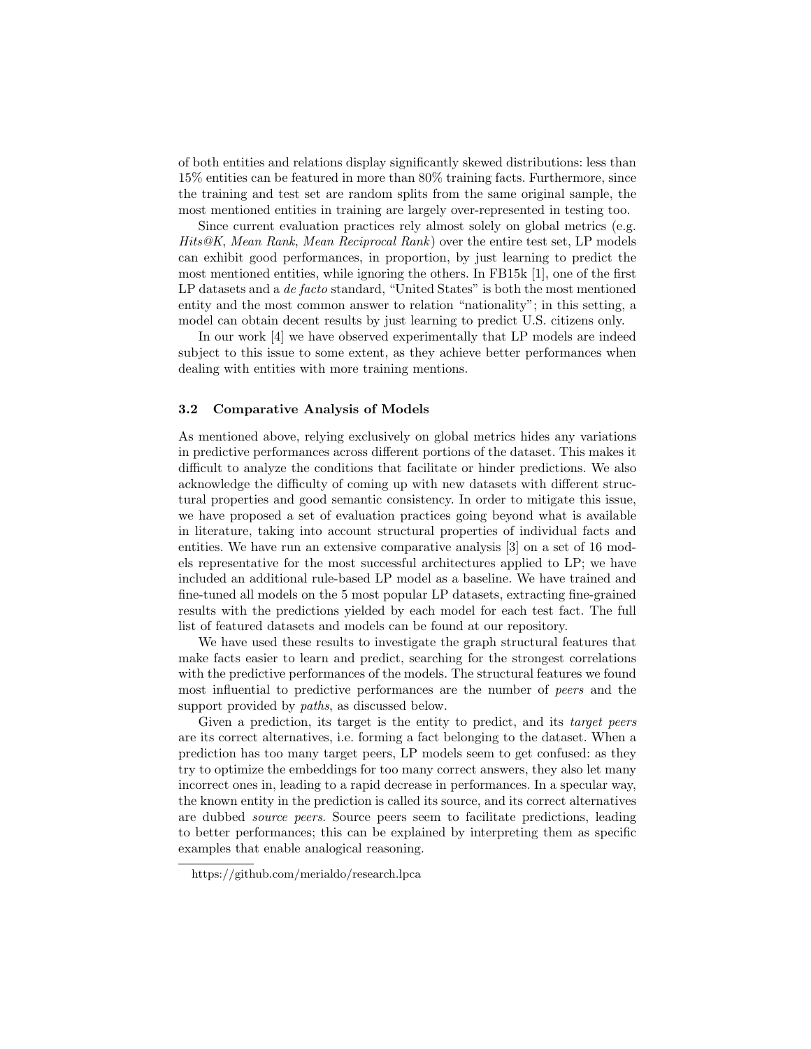of both entities and relations display significantly skewed distributions: less than 15% entities can be featured in more than 80% training facts. Furthermore, since the training and test set are random splits from the same original sample, the most mentioned entities in training are largely over-represented in testing too.

Since current evaluation practices rely almost solely on global metrics (e.g. *Hits@K*, *Mean Rank*, *Mean Reciprocal Rank*) over the entire test set, LP models can exhibit good performances, in proportion, by just learning to predict the most mentioned entities, while ignoring the others. In FB15k [1], one of the first LP datasets and a *de facto* standard, "United States" is both the most mentioned entity and the most common answer to relation "nationality"; in this setting, a model can obtain decent results by just learning to predict U.S. citizens only.

In our work [4] we have observed experimentally that LP models are indeed subject to this issue to some extent, as they achieve better performances when dealing with entities with more training mentions.

### 3.2 Comparative Analysis of Models

As mentioned above, relying exclusively on global metrics hides any variations in predictive performances across different portions of the dataset. This makes it difficult to analyze the conditions that facilitate or hinder predictions. We also acknowledge the difficulty of coming up with new datasets with different structural properties and good semantic consistency. In order to mitigate this issue, we have proposed a set of evaluation practices going beyond what is available in literature, taking into account structural properties of individual facts and entities. We have run an extensive comparative analysis [3] on a set of 16 models representative for the most successful architectures applied to LP; we have included an additional rule-based LP model as a baseline. We have trained and fine-tuned all models on the 5 most popular LP datasets, extracting fine-grained results with the predictions yielded by each model for each test fact. The full list of featured datasets and models can be found at our repository.

We have used these results to investigate the graph structural features that make facts easier to learn and predict, searching for the strongest correlations with the predictive performances of the models. The structural features we found most influential to predictive performances are the number of *peers* and the support provided by *paths*, as discussed below.

Given a prediction, its target is the entity to predict, and its *target peers* are its correct alternatives, i.e. forming a fact belonging to the dataset. When a prediction has too many target peers, LP models seem to get confused: as they try to optimize the embeddings for too many correct answers, they also let many incorrect ones in, leading to a rapid decrease in performances. In a specular way, the known entity in the prediction is called its source, and its correct alternatives are dubbed *source peers*. Source peers seem to facilitate predictions, leading to better performances; this can be explained by interpreting them as specific examples that enable analogical reasoning.

---

https://github.com/merialdo/research.lpca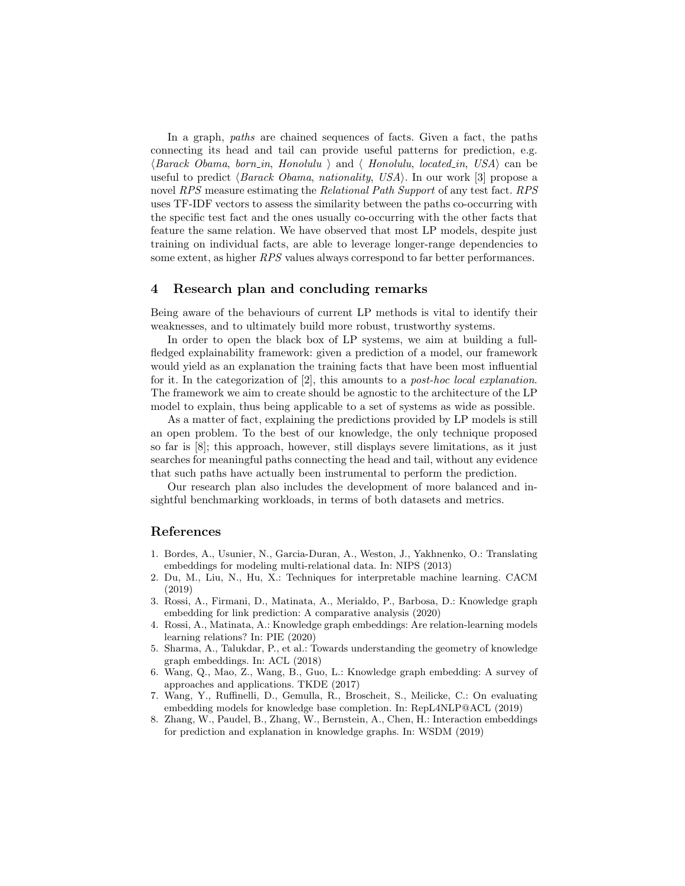In a graph, *paths* are chained sequences of facts. Given a fact, the paths connecting its head and tail can provide useful patterns for prediction, e.g. ⟨*Barack Obama*, *born_in*, *Honolulu* ⟩ and ⟨ *Honolulu*, *located_in*, *USA*⟩ can be useful to predict ⟨*Barack Obama*, *nationality*, *USA*⟩. In our work [3] propose a novel *RPS* measure estimating the *Relational Path Support* of any test fact. *RPS* uses TF-IDF vectors to assess the similarity between the paths co-occurring with the specific test fact and the ones usually co-occurring with the other facts that feature the same relation. We have observed that most LP models, despite just training on individual facts, are able to leverage longer-range dependencies to some extent, as higher *RPS* values always correspond to far better performances.

## 4 Research plan and concluding remarks

Being aware of the behaviours of current LP methods is vital to identify their weaknesses, and to ultimately build more robust, trustworthy systems.

In order to open the black box of LP systems, we aim at building a full-fledged explainability framework: given a prediction of a model, our framework would yield as an explanation the training facts that have been most influential for it. In the categorization of [2], this amounts to a *post-hoc local explanation*. The framework we aim to create should be agnostic to the architecture of the LP model to explain, thus being applicable to a set of systems as wide as possible.

As a matter of fact, explaining the predictions provided by LP models is still an open problem. To the best of our knowledge, the only technique proposed so far is [8]; this approach, however, still displays severe limitations, as it just searches for meaningful paths connecting the head and tail, without any evidence that such paths have actually been instrumental to perform the prediction.

Our research plan also includes the development of more balanced and insightful benchmarking workloads, in terms of both datasets and metrics.

## References

1. Bordes, A., Usunier, N., Garcia-Duran, A., Weston, J., Yakhnenko, O.: Translating embeddings for modeling multi-relational data. In: NIPS (2013)
2. Du, M., Liu, N., Hu, X.: Techniques for interpretable machine learning. CACM (2019)
3. Rossi, A., Firmani, D., Matinata, A., Merialdo, P., Barbosa, D.: Knowledge graph embedding for link prediction: A comparative analysis (2020)
4. Rossi, A., Matinata, A.: Knowledge graph embeddings: Are relation-learning models learning relations? In: PIE (2020)
5. Sharma, A., Talukdar, P., et al.: Towards understanding the geometry of knowledge graph embeddings. In: ACL (2018)
6. Wang, Q., Mao, Z., Wang, B., Guo, L.: Knowledge graph embedding: A survey of approaches and applications. TKDE (2017)
7. Wang, Y., Ruffinelli, D., Gemulla, R., Broscheit, S., Meilicke, C.: On evaluating embedding models for knowledge base completion. In: RepL4NLP@ACL (2019)
8. Zhang, W., Paudel, B., Zhang, W., Bernstein, A., Chen, H.: Interaction embeddings for prediction and explanation in knowledge graphs. In: WSDM (2019)